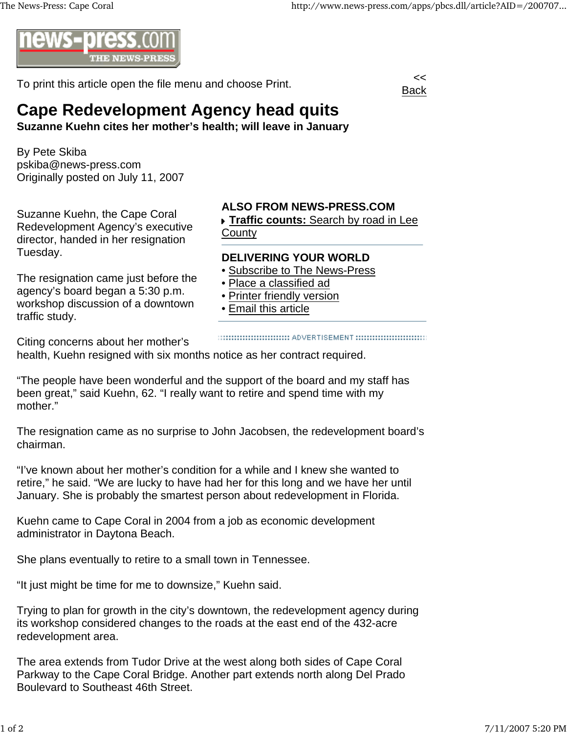To print this article open the file menu and choose Print.

<< Back

# Cape Redevelopment Agency head quits

**Suzanne Kuehn cites her mother's health; will leave in January**

By Pete Skiba
pskiba@news-press.com
Originally posted on July 11, 2007

**ALSO FROM NEWS-PRESS.COM**

- **Traffic counts:** Search by road in Lee County

**DELIVERING YOUR WORLD**

- Subscribe to The News-Press
- Place a classified ad
- Printer friendly version
- Email this article

Suzanne Kuehn, the Cape Coral Redevelopment Agency's executive director, handed in her resignation Tuesday.

The resignation came just before the agency's board began a 5:30 p.m. workshop discussion of a downtown traffic study.

Citing concerns about her mother's health, Kuehn resigned with six months notice as her contract required.

"The people have been wonderful and the support of the board and my staff has been great," said Kuehn, 62. "I really want to retire and spend time with my mother."

The resignation came as no surprise to John Jacobsen, the redevelopment board's chairman.

"I've known about her mother's condition for a while and I knew she wanted to retire," he said. "We are lucky to have had her for this long and we have her until January. She is probably the smartest person about redevelopment in Florida.

Kuehn came to Cape Coral in 2004 from a job as economic development administrator in Daytona Beach.

She plans eventually to retire to a small town in Tennessee.

"It just might be time for me to downsize," Kuehn said.

Trying to plan for growth in the city's downtown, the redevelopment agency during its workshop considered changes to the roads at the east end of the 432-acre redevelopment area.

The area extends from Tudor Drive at the west along both sides of Cape Coral Parkway to the Cape Coral Bridge. Another part extends north along Del Prado Boulevard to Southeast 46th Street.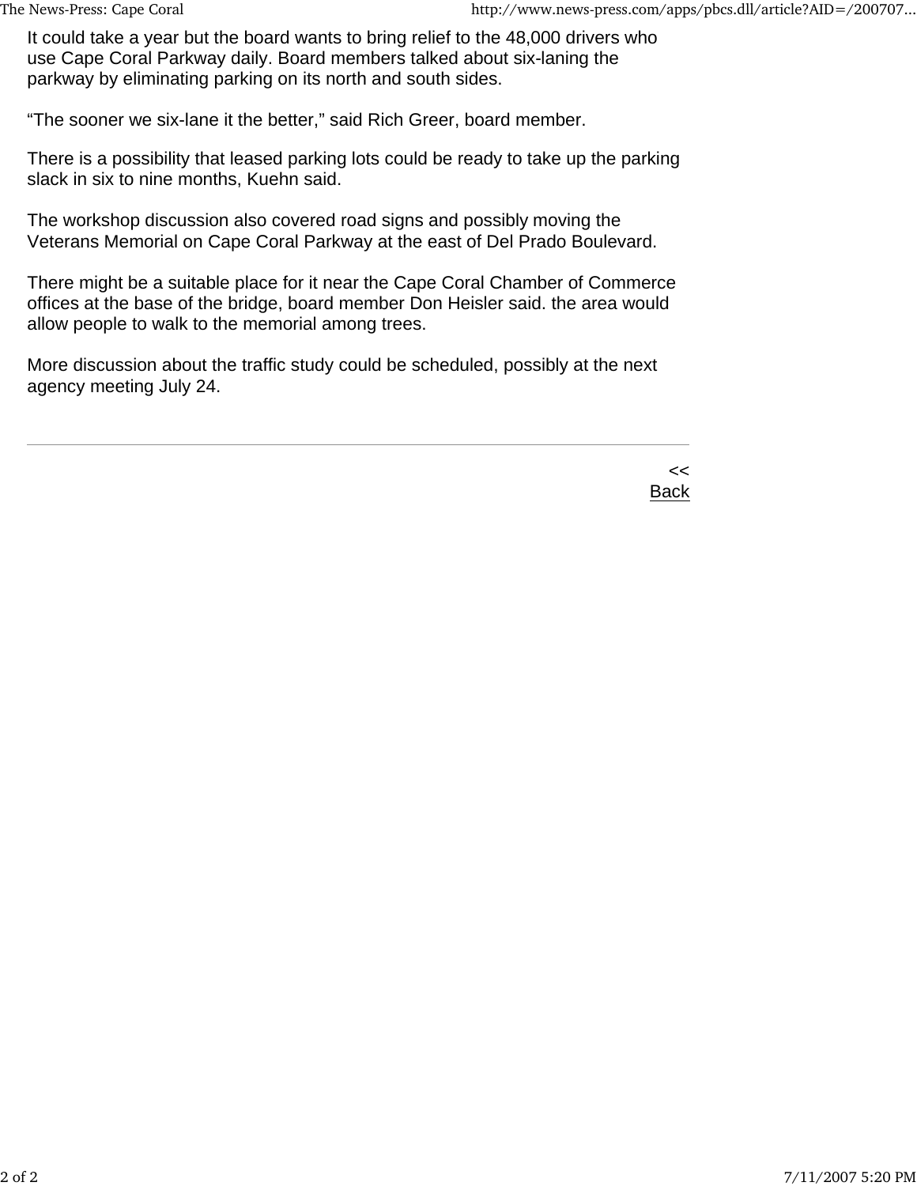It could take a year but the board wants to bring relief to the 48,000 drivers who use Cape Coral Parkway daily. Board members talked about six-laning the parkway by eliminating parking on its north and south sides.

“The sooner we six-lane it the better,” said Rich Greer, board member.

There is a possibility that leased parking lots could be ready to take up the parking slack in six to nine months, Kuehn said.

The workshop discussion also covered road signs and possibly moving the Veterans Memorial on Cape Coral Parkway at the east of Del Prado Boulevard.

There might be a suitable place for it near the Cape Coral Chamber of Commerce offices at the base of the bridge, board member Don Heisler said. the area would allow people to walk to the memorial among trees.

More discussion about the traffic study could be scheduled, possibly at the next agency meeting July 24.

---

<< Back